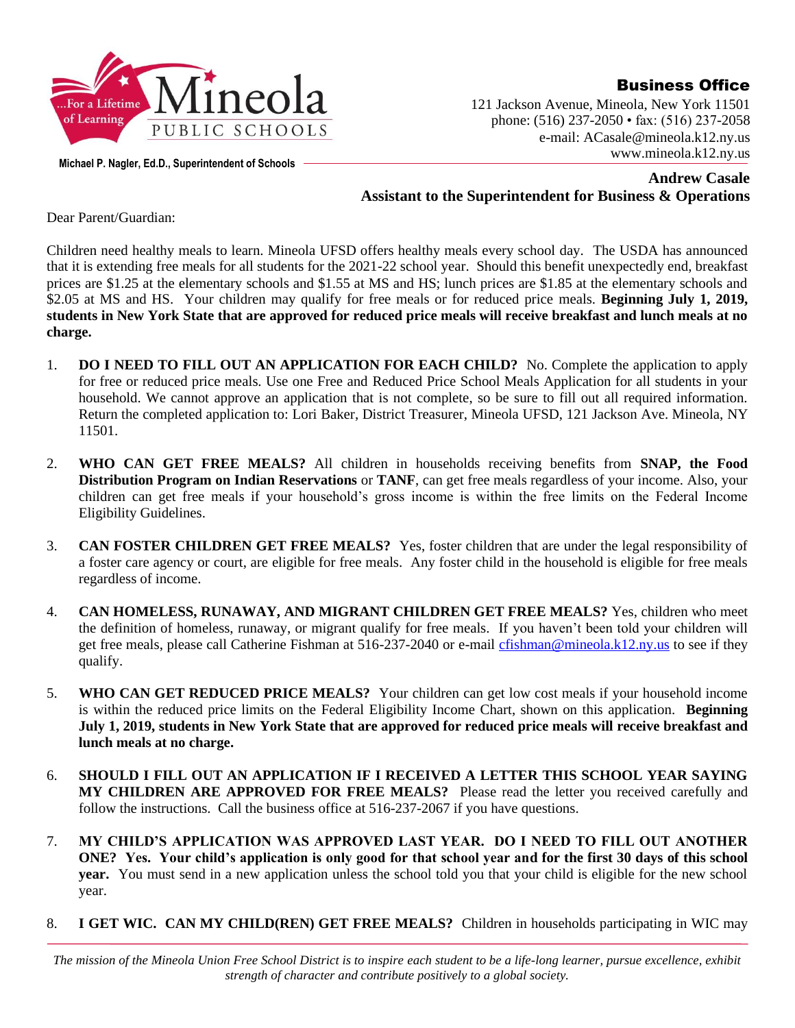...For a Lifetime of Learning

Mineola PUBLIC SCHOOLS

Michael P. Nagler, Ed.D., Superintendent of Schools

**Business Office**
121 Jackson Avenue, Mineola, New York 11501
phone: (516) 237-2050 • fax: (516) 237-2058
e-mail: ACasale@mineola.k12.ny.us
www.mineola.k12.ny.us

**Andrew Casale**
**Assistant to the Superintendent for Business & Operations**

Dear Parent/Guardian:

Children need healthy meals to learn. Mineola UFSD offers healthy meals every school day. The USDA has announced that it is extending free meals for all students for the 2021-22 school year. Should this benefit unexpectedly end, breakfast prices are $1.25 at the elementary schools and $1.55 at MS and HS; lunch prices are $1.85 at the elementary schools and $2.05 at MS and HS. Your children may qualify for free meals or for reduced price meals. **Beginning July 1, 2019, students in New York State that are approved for reduced price meals will receive breakfast and lunch meals at no charge.**

1. **DO I NEED TO FILL OUT AN APPLICATION FOR EACH CHILD?** No. Complete the application to apply for free or reduced price meals. Use one Free and Reduced Price School Meals Application for all students in your household. We cannot approve an application that is not complete, so be sure to fill out all required information. Return the completed application to: Lori Baker, District Treasurer, Mineola UFSD, 121 Jackson Ave. Mineola, NY 11501.

2. **WHO CAN GET FREE MEALS?** All children in households receiving benefits from **SNAP, the Food Distribution Program on Indian Reservations** or **TANF**, can get free meals regardless of your income. Also, your children can get free meals if your household's gross income is within the free limits on the Federal Income Eligibility Guidelines.

3. **CAN FOSTER CHILDREN GET FREE MEALS?** Yes, foster children that are under the legal responsibility of a foster care agency or court, are eligible for free meals. Any foster child in the household is eligible for free meals regardless of income.

4. **CAN HOMELESS, RUNAWAY, AND MIGRANT CHILDREN GET FREE MEALS?** Yes, children who meet the definition of homeless, runaway, or migrant qualify for free meals. If you haven't been told your children will get free meals, please call Catherine Fishman at 516-237-2040 or e-mail cfishman@mineola.k12.ny.us to see if they qualify.

5. **WHO CAN GET REDUCED PRICE MEALS?** Your children can get low cost meals if your household income is within the reduced price limits on the Federal Eligibility Income Chart, shown on this application. **Beginning July 1, 2019, students in New York State that are approved for reduced price meals will receive breakfast and lunch meals at no charge.**

6. **SHOULD I FILL OUT AN APPLICATION IF I RECEIVED A LETTER THIS SCHOOL YEAR SAYING MY CHILDREN ARE APPROVED FOR FREE MEALS?** Please read the letter you received carefully and follow the instructions. Call the business office at 516-237-2067 if you have questions.

7. **MY CHILD'S APPLICATION WAS APPROVED LAST YEAR. DO I NEED TO FILL OUT ANOTHER ONE? Yes. Your child's application is only good for that school year and for the first 30 days of this school year.** You must send in a new application unless the school told you that your child is eligible for the new school year.

8. **I GET WIC. CAN MY CHILD(REN) GET FREE MEALS?** Children in households participating in WIC may

*The mission of the Mineola Union Free School District is to inspire each student to be a life-long learner, pursue excellence, exhibit strength of character and contribute positively to a global society.*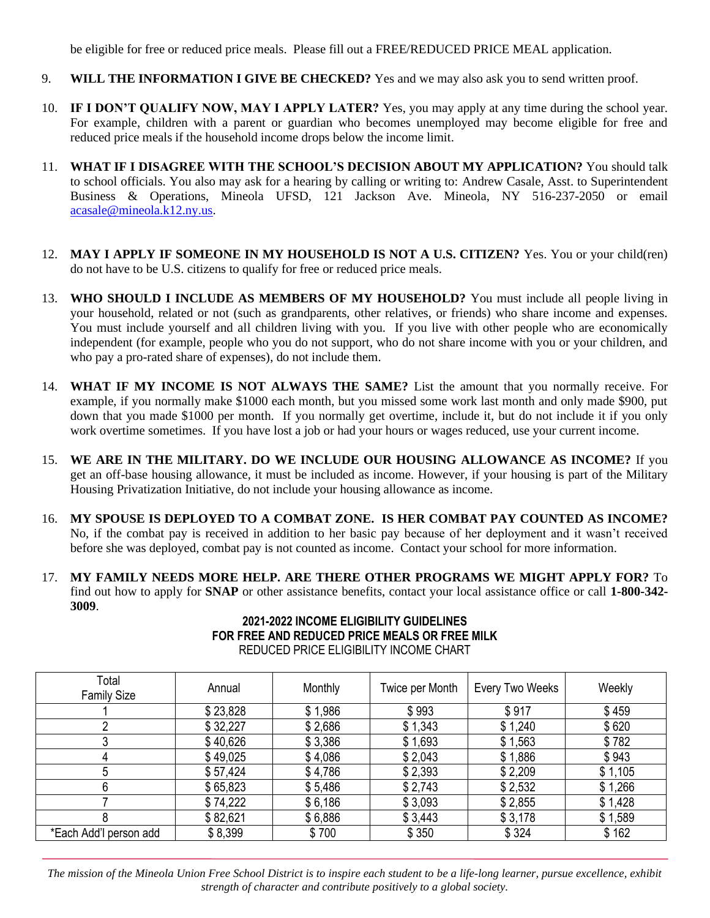be eligible for free or reduced price meals. Please fill out a FREE/REDUCED PRICE MEAL application.

9. **WILL THE INFORMATION I GIVE BE CHECKED?** Yes and we may also ask you to send written proof.

10. **IF I DON'T QUALIFY NOW, MAY I APPLY LATER?** Yes, you may apply at any time during the school year. For example, children with a parent or guardian who becomes unemployed may become eligible for free and reduced price meals if the household income drops below the income limit.

11. **WHAT IF I DISAGREE WITH THE SCHOOL'S DECISION ABOUT MY APPLICATION?** You should talk to school officials. You also may ask for a hearing by calling or writing to: Andrew Casale, Asst. to Superintendent Business & Operations, Mineola UFSD, 121 Jackson Ave. Mineola, NY 516-237-2050 or email acasale@mineola.k12.ny.us.

12. **MAY I APPLY IF SOMEONE IN MY HOUSEHOLD IS NOT A U.S. CITIZEN?** Yes. You or your child(ren) do not have to be U.S. citizens to qualify for free or reduced price meals.

13. **WHO SHOULD I INCLUDE AS MEMBERS OF MY HOUSEHOLD?** You must include all people living in your household, related or not (such as grandparents, other relatives, or friends) who share income and expenses. You must include yourself and all children living with you. If you live with other people who are economically independent (for example, people who you do not support, who do not share income with you or your children, and who pay a pro-rated share of expenses), do not include them.

14. **WHAT IF MY INCOME IS NOT ALWAYS THE SAME?** List the amount that you normally receive. For example, if you normally make $1000 each month, but you missed some work last month and only made $900, put down that you made $1000 per month. If you normally get overtime, include it, but do not include it if you only work overtime sometimes. If you have lost a job or had your hours or wages reduced, use your current income.

15. **WE ARE IN THE MILITARY. DO WE INCLUDE OUR HOUSING ALLOWANCE AS INCOME?** If you get an off-base housing allowance, it must be included as income. However, if your housing is part of the Military Housing Privatization Initiative, do not include your housing allowance as income.

16. **MY SPOUSE IS DEPLOYED TO A COMBAT ZONE. IS HER COMBAT PAY COUNTED AS INCOME?** No, if the combat pay is received in addition to her basic pay because of her deployment and it wasn't received before she was deployed, combat pay is not counted as income. Contact your school for more information.

17. **MY FAMILY NEEDS MORE HELP. ARE THERE OTHER PROGRAMS WE MIGHT APPLY FOR?** To find out how to apply for **SNAP** or other assistance benefits, contact your local assistance office or call **1-800-342-3009**.

**2021-2022 INCOME ELIGIBILITY GUIDELINES**
**FOR FREE AND REDUCED PRICE MEALS OR FREE MILK**
REDUCED PRICE ELIGIBILITY INCOME CHART

| Total Family Size | Annual | Monthly | Twice per Month | Every Two Weeks | Weekly |
|---|---|---|---|---|---|
| 1 | $ 23,828 | $ 1,986 | $ 993 | $ 917 | $ 459 |
| 2 | $ 32,227 | $ 2,686 | $ 1,343 | $ 1,240 | $ 620 |
| 3 | $ 40,626 | $ 3,386 | $ 1,693 | $ 1,563 | $ 782 |
| 4 | $ 49,025 | $ 4,086 | $ 2,043 | $ 1,886 | $ 943 |
| 5 | $ 57,424 | $ 4,786 | $ 2,393 | $ 2,209 | $ 1,105 |
| 6 | $ 65,823 | $ 5,486 | $ 2,743 | $ 2,532 | $ 1,266 |
| 7 | $ 74,222 | $ 6,186 | $ 3,093 | $ 2,855 | $ 1,428 |
| 8 | $ 82,621 | $ 6,886 | $ 3,443 | $ 3,178 | $ 1,589 |
| *Each Add'l person add | $ 8,399 | $ 700 | $ 350 | $ 324 | $ 162 |

*The mission of the Mineola Union Free School District is to inspire each student to be a life-long learner, pursue excellence, exhibit strength of character and contribute positively to a global society.*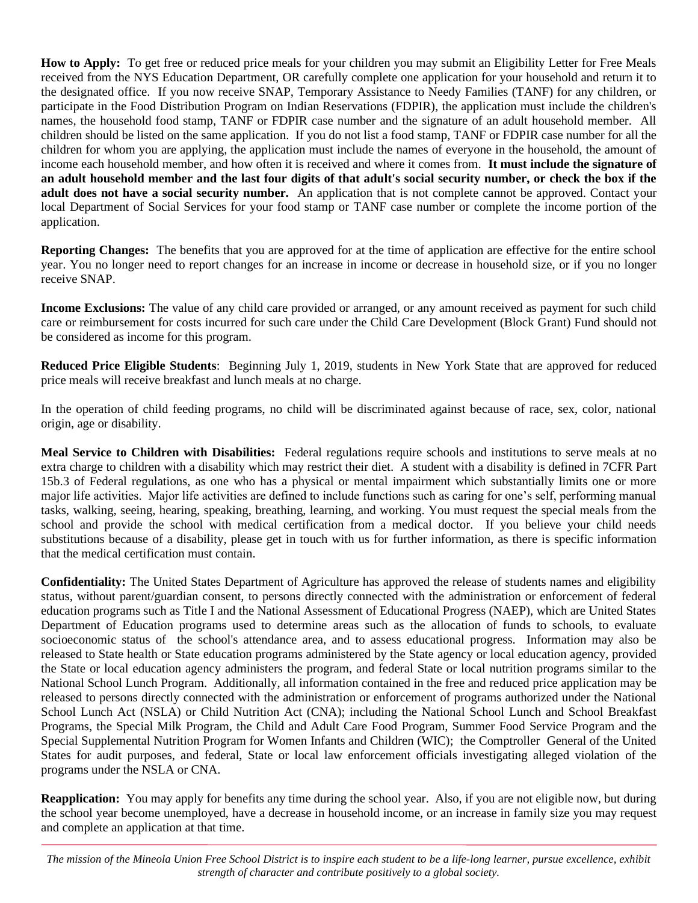**How to Apply:** To get free or reduced price meals for your children you may submit an Eligibility Letter for Free Meals received from the NYS Education Department, OR carefully complete one application for your household and return it to the designated office. If you now receive SNAP, Temporary Assistance to Needy Families (TANF) for any children, or participate in the Food Distribution Program on Indian Reservations (FDPIR), the application must include the children's names, the household food stamp, TANF or FDPIR case number and the signature of an adult household member. All children should be listed on the same application. If you do not list a food stamp, TANF or FDPIR case number for all the children for whom you are applying, the application must include the names of everyone in the household, the amount of income each household member, and how often it is received and where it comes from. **It must include the signature of an adult household member and the last four digits of that adult's social security number, or check the box if the adult does not have a social security number.** An application that is not complete cannot be approved. Contact your local Department of Social Services for your food stamp or TANF case number or complete the income portion of the application.

**Reporting Changes:** The benefits that you are approved for at the time of application are effective for the entire school year. You no longer need to report changes for an increase in income or decrease in household size, or if you no longer receive SNAP.

**Income Exclusions:** The value of any child care provided or arranged, or any amount received as payment for such child care or reimbursement for costs incurred for such care under the Child Care Development (Block Grant) Fund should not be considered as income for this program.

**Reduced Price Eligible Students**: Beginning July 1, 2019, students in New York State that are approved for reduced price meals will receive breakfast and lunch meals at no charge.

In the operation of child feeding programs, no child will be discriminated against because of race, sex, color, national origin, age or disability.

**Meal Service to Children with Disabilities:** Federal regulations require schools and institutions to serve meals at no extra charge to children with a disability which may restrict their diet. A student with a disability is defined in 7CFR Part 15b.3 of Federal regulations, as one who has a physical or mental impairment which substantially limits one or more major life activities. Major life activities are defined to include functions such as caring for one's self, performing manual tasks, walking, seeing, hearing, speaking, breathing, learning, and working. You must request the special meals from the school and provide the school with medical certification from a medical doctor. If you believe your child needs substitutions because of a disability, please get in touch with us for further information, as there is specific information that the medical certification must contain.

**Confidentiality:** The United States Department of Agriculture has approved the release of students names and eligibility status, without parent/guardian consent, to persons directly connected with the administration or enforcement of federal education programs such as Title I and the National Assessment of Educational Progress (NAEP), which are United States Department of Education programs used to determine areas such as the allocation of funds to schools, to evaluate socioeconomic status of the school's attendance area, and to assess educational progress. Information may also be released to State health or State education programs administered by the State agency or local education agency, provided the State or local education agency administers the program, and federal State or local nutrition programs similar to the National School Lunch Program. Additionally, all information contained in the free and reduced price application may be released to persons directly connected with the administration or enforcement of programs authorized under the National School Lunch Act (NSLA) or Child Nutrition Act (CNA); including the National School Lunch and School Breakfast Programs, the Special Milk Program, the Child and Adult Care Food Program, Summer Food Service Program and the Special Supplemental Nutrition Program for Women Infants and Children (WIC); the Comptroller General of the United States for audit purposes, and federal, State or local law enforcement officials investigating alleged violation of the programs under the NSLA or CNA.

**Reapplication:** You may apply for benefits any time during the school year. Also, if you are not eligible now, but during the school year become unemployed, have a decrease in household income, or an increase in family size you may request and complete an application at that time.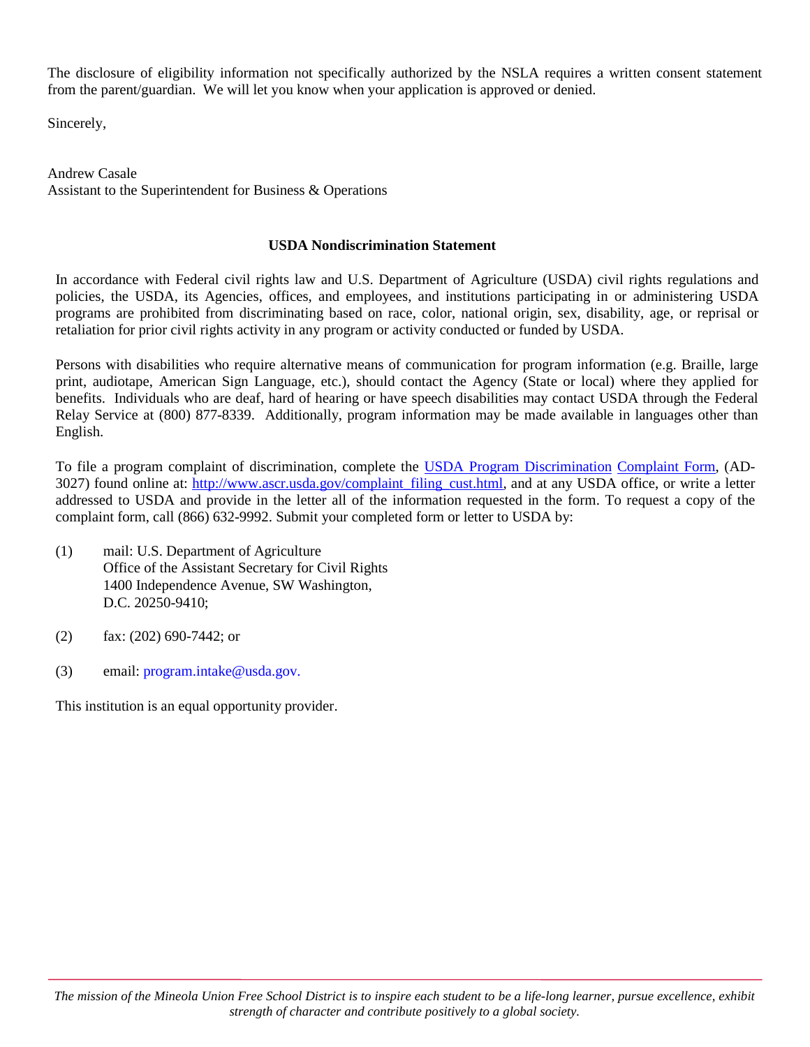The disclosure of eligibility information not specifically authorized by the NSLA requires a written consent statement from the parent/guardian. We will let you know when your application is approved or denied.

Sincerely,

Andrew Casale
Assistant to the Superintendent for Business & Operations

**USDA Nondiscrimination Statement**

In accordance with Federal civil rights law and U.S. Department of Agriculture (USDA) civil rights regulations and policies, the USDA, its Agencies, offices, and employees, and institutions participating in or administering USDA programs are prohibited from discriminating based on race, color, national origin, sex, disability, age, or reprisal or retaliation for prior civil rights activity in any program or activity conducted or funded by USDA.

Persons with disabilities who require alternative means of communication for program information (e.g. Braille, large print, audiotape, American Sign Language, etc.), should contact the Agency (State or local) where they applied for benefits. Individuals who are deaf, hard of hearing or have speech disabilities may contact USDA through the Federal Relay Service at (800) 877-8339. Additionally, program information may be made available in languages other than English.

To file a program complaint of discrimination, complete the USDA Program Discrimination Complaint Form, (AD-3027) found online at: http://www.ascr.usda.gov/complaint_filing_cust.html, and at any USDA office, or write a letter addressed to USDA and provide in the letter all of the information requested in the form. To request a copy of the complaint form, call (866) 632-9992. Submit your completed form or letter to USDA by:

(1) mail: U.S. Department of Agriculture
Office of the Assistant Secretary for Civil Rights
1400 Independence Avenue, SW Washington,
D.C. 20250-9410;

(2) fax: (202) 690-7442; or

(3) email: program.intake@usda.gov.

This institution is an equal opportunity provider.

*The mission of the Mineola Union Free School District is to inspire each student to be a life-long learner, pursue excellence, exhibit strength of character and contribute positively to a global society.*